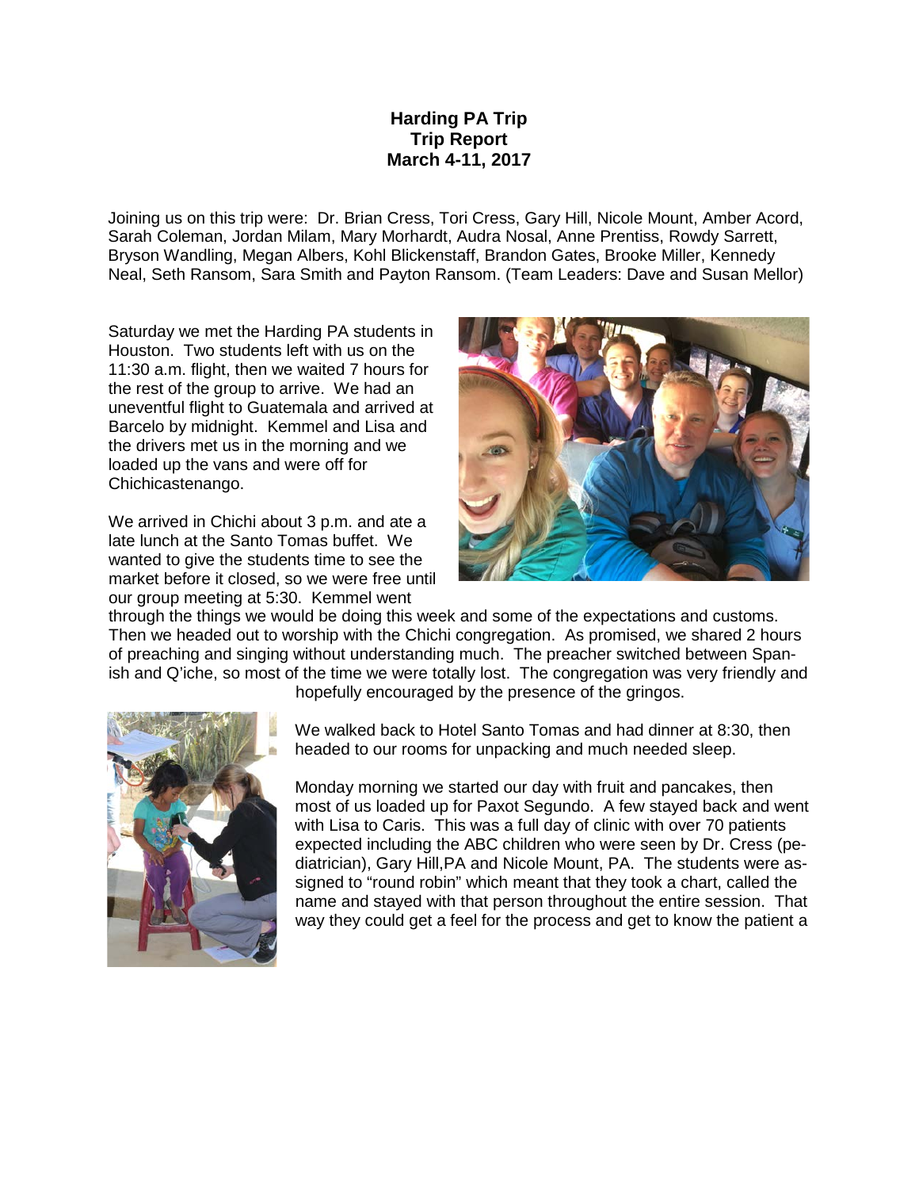**Harding PA Trip**
**Trip Report**
**March 4-11, 2017**

Joining us on this trip were: Dr. Brian Cress, Tori Cress, Gary Hill, Nicole Mount, Amber Acord, Sarah Coleman, Jordan Milam, Mary Morhardt, Audra Nosal, Anne Prentiss, Rowdy Sarrett, Bryson Wandling, Megan Albers, Kohl Blickenstaff, Brandon Gates, Brooke Miller, Kennedy Neal, Seth Ransom, Sara Smith and Payton Ransom. (Team Leaders: Dave and Susan Mellor)

Saturday we met the Harding PA students in Houston. Two students left with us on the 11:30 a.m. flight, then we waited 7 hours for the rest of the group to arrive. We had an uneventful flight to Guatemala and arrived at Barcelo by midnight. Kemmel and Lisa and the drivers met us in the morning and we loaded up the vans and were off for Chichicastenango.

We arrived in Chichi about 3 p.m. and ate a late lunch at the Santo Tomas buffet. We wanted to give the students time to see the market before it closed, so we were free until our group meeting at 5:30. Kemmel went through the things we would be doing this week and some of the expectations and customs. Then we headed out to worship with the Chichi congregation. As promised, we shared 2 hours of preaching and singing without understanding much. The preacher switched between Spanish and Q'iche, so most of the time we were totally lost. The congregation was very friendly and hopefully encouraged by the presence of the gringos.

We walked back to Hotel Santo Tomas and had dinner at 8:30, then headed to our rooms for unpacking and much needed sleep.

Monday morning we started our day with fruit and pancakes, then most of us loaded up for Paxot Segundo. A few stayed back and went with Lisa to Caris. This was a full day of clinic with over 70 patients expected including the ABC children who were seen by Dr. Cress (pediatrician), Gary Hill,PA and Nicole Mount, PA. The students were assigned to "round robin" which meant that they took a chart, called the name and stayed with that person throughout the entire session. That way they could get a feel for the process and get to know the patient a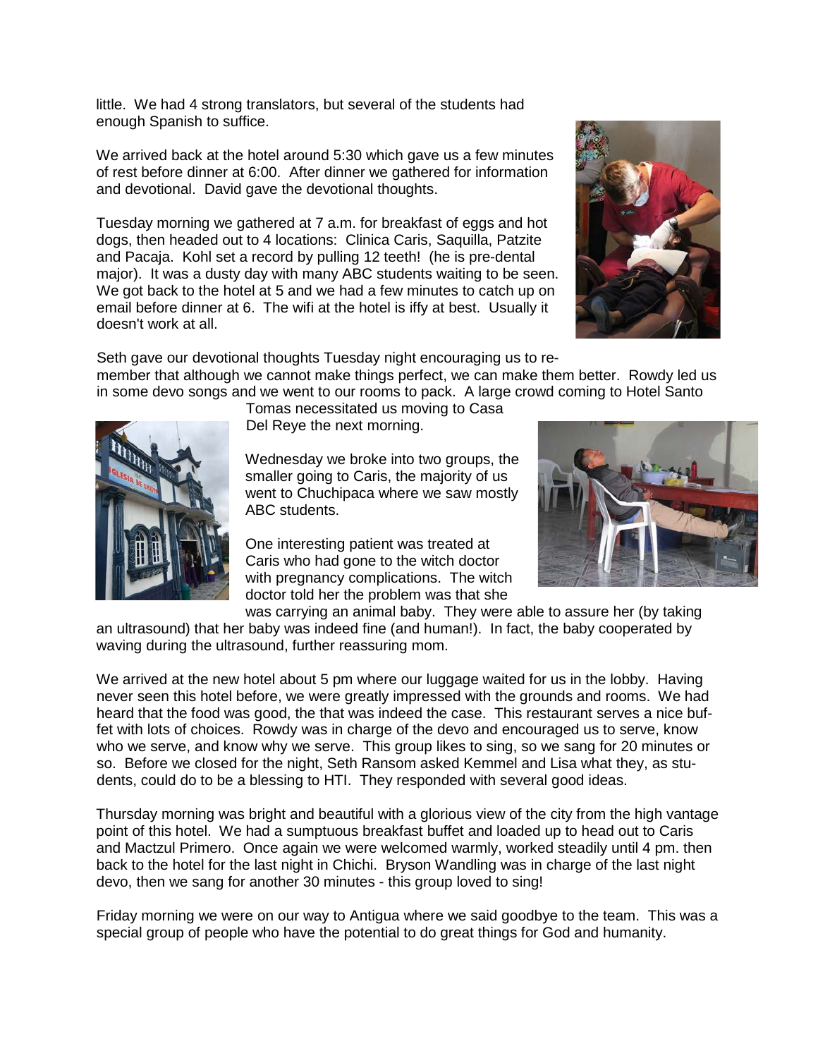little. We had 4 strong translators, but several of the students had enough Spanish to suffice.

We arrived back at the hotel around 5:30 which gave us a few minutes of rest before dinner at 6:00. After dinner we gathered for information and devotional. David gave the devotional thoughts.

Tuesday morning we gathered at 7 a.m. for breakfast of eggs and hot dogs, then headed out to 4 locations: Clinica Caris, Saquilla, Patzite and Pacaja. Kohl set a record by pulling 12 teeth! (he is pre-dental major). It was a dusty day with many ABC students waiting to be seen. We got back to the hotel at 5 and we had a few minutes to catch up on email before dinner at 6. The wifi at the hotel is iffy at best. Usually it doesn't work at all.

Seth gave our devotional thoughts Tuesday night encouraging us to remember that although we cannot make things perfect, we can make them better. Rowdy led us in some devo songs and we went to our rooms to pack. A large crowd coming to Hotel Santo Tomas necessitated us moving to Casa Del Reye the next morning.

Wednesday we broke into two groups, the smaller going to Caris, the majority of us went to Chuchipaca where we saw mostly ABC students.

One interesting patient was treated at Caris who had gone to the witch doctor with pregnancy complications. The witch doctor told her the problem was that she was carrying an animal baby. They were able to assure her (by taking an ultrasound) that her baby was indeed fine (and human!). In fact, the baby cooperated by waving during the ultrasound, further reassuring mom.

We arrived at the new hotel about 5 pm where our luggage waited for us in the lobby. Having never seen this hotel before, we were greatly impressed with the grounds and rooms. We had heard that the food was good, the that was indeed the case. This restaurant serves a nice buffet with lots of choices. Rowdy was in charge of the devo and encouraged us to serve, know who we serve, and know why we serve. This group likes to sing, so we sang for 20 minutes or so. Before we closed for the night, Seth Ransom asked Kemmel and Lisa what they, as students, could do to be a blessing to HTI. They responded with several good ideas.

Thursday morning was bright and beautiful with a glorious view of the city from the high vantage point of this hotel. We had a sumptuous breakfast buffet and loaded up to head out to Caris and Mactzul Primero. Once again we were welcomed warmly, worked steadily until 4 pm. then back to the hotel for the last night in Chichi. Bryson Wandling was in charge of the last night devo, then we sang for another 30 minutes - this group loved to sing!

Friday morning we were on our way to Antigua where we said goodbye to the team. This was a special group of people who have the potential to do great things for God and humanity.